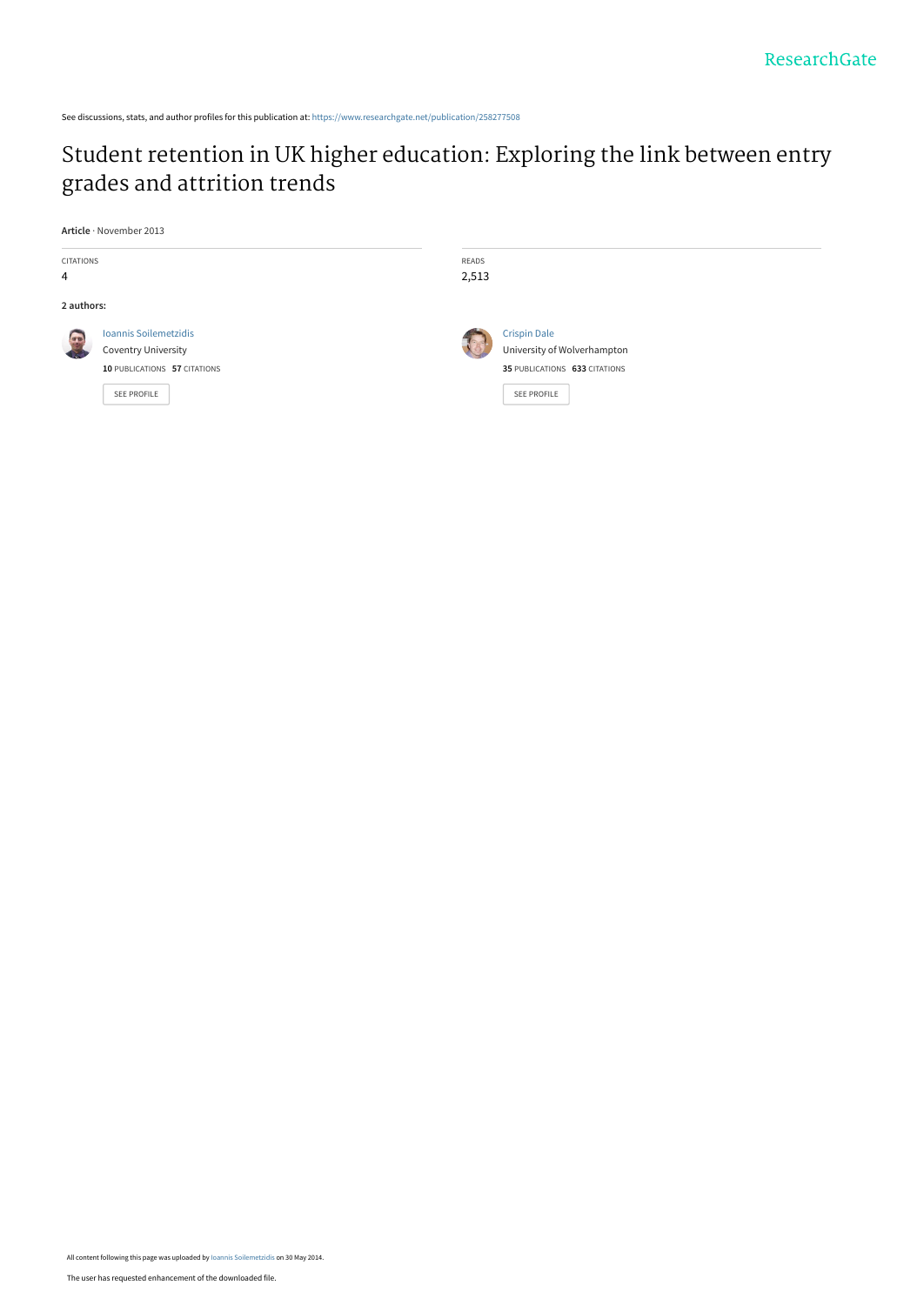See discussions, stats, and author profiles for this publication at: https://www.researchgate.net/publication/258277508

# Student retention in UK higher education: Exploring the link between entry grades and attrition trends

**Article** · November 2013

CITATIONS
4

READS
2,513

**2 authors:**

Ioannis Soilemetzidis
Coventry University
**10** PUBLICATIONS **57** CITATIONS

SEE PROFILE

Crispin Dale
University of Wolverhampton
**35** PUBLICATIONS **633** CITATIONS

SEE PROFILE

All content following this page was uploaded by Ioannis Soilemetzidis on 30 May 2014.

The user has requested enhancement of the downloaded file.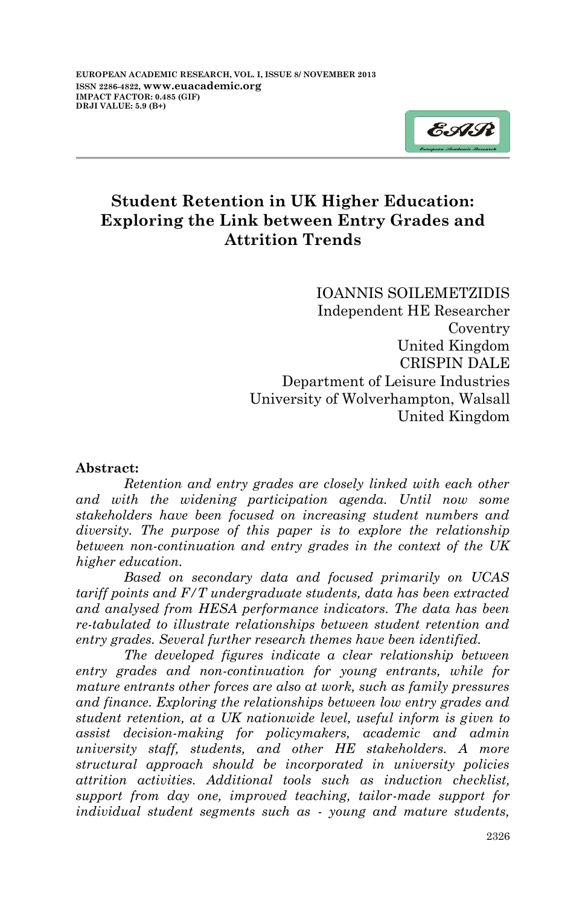# Student Retention in UK Higher Education: Exploring the Link between Entry Grades and Attrition Trends

IOANNIS SOILEMETZIDIS
Independent HE Researcher
Coventry
United Kingdom

CRISPIN DALE
Department of Leisure Industries
University of Wolverhampton, Walsall
United Kingdom

**Abstract:**

*Retention and entry grades are closely linked with each other and with the widening participation agenda. Until now some stakeholders have been focused on increasing student numbers and diversity. The purpose of this paper is to explore the relationship between non-continuation and entry grades in the context of the UK higher education.*

*Based on secondary data and focused primarily on UCAS tariff points and F/T undergraduate students, data has been extracted and analysed from HESA performance indicators. The data has been re-tabulated to illustrate relationships between student retention and entry grades. Several further research themes have been identified.*

*The developed figures indicate a clear relationship between entry grades and non-continuation for young entrants, while for mature entrants other forces are also at work, such as family pressures and finance. Exploring the relationships between low entry grades and student retention, at a UK nationwide level, useful inform is given to assist decision-making for policymakers, academic and admin university staff, students, and other HE stakeholders. A more structural approach should be incorporated in university policies attrition activities. Additional tools such as induction checklist, support from day one, improved teaching, tailor-made support for individual student segments such as - young and mature students,*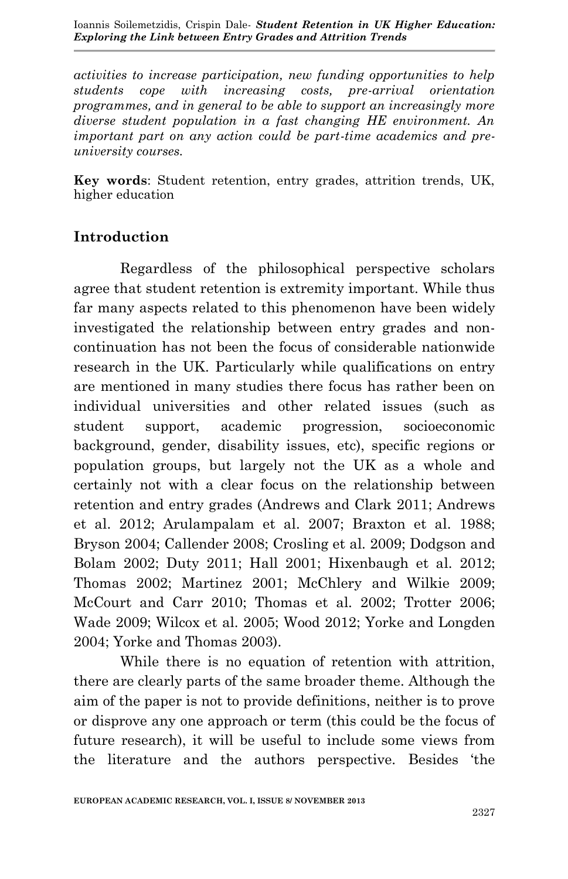*activities to increase participation, new funding opportunities to help students cope with increasing costs, pre-arrival orientation programmes, and in general to be able to support an increasingly more diverse student population in a fast changing HE environment. An important part on any action could be part-time academics and pre-university courses.*

**Key words**: Student retention, entry grades, attrition trends, UK, higher education

## Introduction

Regardless of the philosophical perspective scholars agree that student retention is extremity important. While thus far many aspects related to this phenomenon have been widely investigated the relationship between entry grades and non-continuation has not been the focus of considerable nationwide research in the UK. Particularly while qualifications on entry are mentioned in many studies there focus has rather been on individual universities and other related issues (such as student support, academic progression, socioeconomic background, gender, disability issues, etc), specific regions or population groups, but largely not the UK as a whole and certainly not with a clear focus on the relationship between retention and entry grades (Andrews and Clark 2011; Andrews et al. 2012; Arulampalam et al. 2007; Braxton et al. 1988; Bryson 2004; Callender 2008; Crosling et al. 2009; Dodgson and Bolam 2002; Duty 2011; Hall 2001; Hixenbaugh et al. 2012; Thomas 2002; Martinez 2001; McChlery and Wilkie 2009; McCourt and Carr 2010; Thomas et al. 2002; Trotter 2006; Wade 2009; Wilcox et al. 2005; Wood 2012; Yorke and Longden 2004; Yorke and Thomas 2003).

While there is no equation of retention with attrition, there are clearly parts of the same broader theme. Although the aim of the paper is not to provide definitions, neither is to prove or disprove any one approach or term (this could be the focus of future research), it will be useful to include some views from the literature and the authors perspective. Besides 'the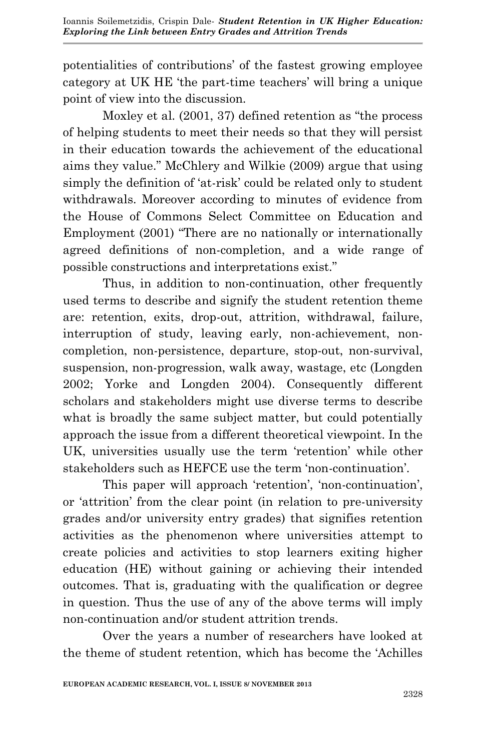potentialities of contributions' of the fastest growing employee category at UK HE 'the part-time teachers' will bring a unique point of view into the discussion.

Moxley et al. (2001, 37) defined retention as "the process of helping students to meet their needs so that they will persist in their education towards the achievement of the educational aims they value." McChlery and Wilkie (2009) argue that using simply the definition of 'at-risk' could be related only to student withdrawals. Moreover according to minutes of evidence from the House of Commons Select Committee on Education and Employment (2001) "There are no nationally or internationally agreed definitions of non-completion, and a wide range of possible constructions and interpretations exist."

Thus, in addition to non-continuation, other frequently used terms to describe and signify the student retention theme are: retention, exits, drop-out, attrition, withdrawal, failure, interruption of study, leaving early, non-achievement, non-completion, non-persistence, departure, stop-out, non-survival, suspension, non-progression, walk away, wastage, etc (Longden 2002; Yorke and Longden 2004). Consequently different scholars and stakeholders might use diverse terms to describe what is broadly the same subject matter, but could potentially approach the issue from a different theoretical viewpoint. In the UK, universities usually use the term 'retention' while other stakeholders such as HEFCE use the term 'non-continuation'.

This paper will approach 'retention', 'non-continuation', or 'attrition' from the clear point (in relation to pre-university grades and/or university entry grades) that signifies retention activities as the phenomenon where universities attempt to create policies and activities to stop learners exiting higher education (HE) without gaining or achieving their intended outcomes. That is, graduating with the qualification or degree in question. Thus the use of any of the above terms will imply non-continuation and/or student attrition trends.

Over the years a number of researchers have looked at the theme of student retention, which has become the 'Achilles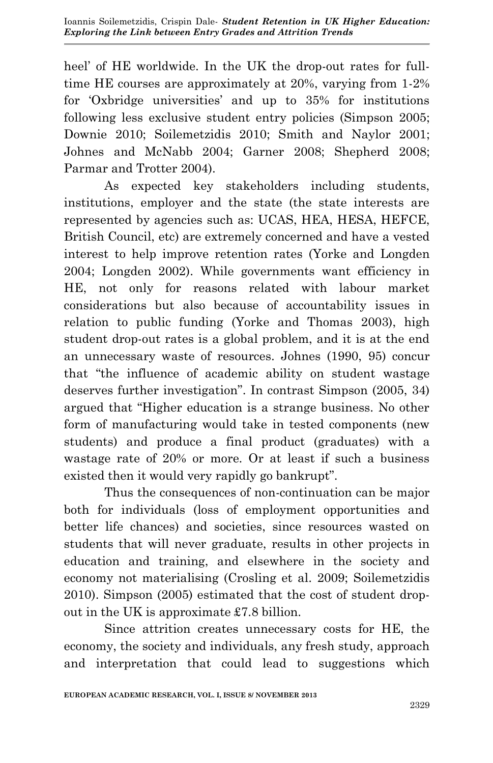heel' of HE worldwide. In the UK the drop-out rates for full-time HE courses are approximately at 20%, varying from 1-2% for 'Oxbridge universities' and up to 35% for institutions following less exclusive student entry policies (Simpson 2005; Downie 2010; Soilemetzidis 2010; Smith and Naylor 2001; Johnes and McNabb 2004; Garner 2008; Shepherd 2008; Parmar and Trotter 2004).

As expected key stakeholders including students, institutions, employer and the state (the state interests are represented by agencies such as: UCAS, HEA, HESA, HEFCE, British Council, etc) are extremely concerned and have a vested interest to help improve retention rates (Yorke and Longden 2004; Longden 2002). While governments want efficiency in HE, not only for reasons related with labour market considerations but also because of accountability issues in relation to public funding (Yorke and Thomas 2003), high student drop-out rates is a global problem, and it is at the end an unnecessary waste of resources. Johnes (1990, 95) concur that "the influence of academic ability on student wastage deserves further investigation". In contrast Simpson (2005, 34) argued that "Higher education is a strange business. No other form of manufacturing would take in tested components (new students) and produce a final product (graduates) with a wastage rate of 20% or more. Or at least if such a business existed then it would very rapidly go bankrupt".

Thus the consequences of non-continuation can be major both for individuals (loss of employment opportunities and better life chances) and societies, since resources wasted on students that will never graduate, results in other projects in education and training, and elsewhere in the society and economy not materialising (Crosling et al. 2009; Soilemetzidis 2010). Simpson (2005) estimated that the cost of student drop-out in the UK is approximate £7.8 billion.

Since attrition creates unnecessary costs for HE, the economy, the society and individuals, any fresh study, approach and interpretation that could lead to suggestions which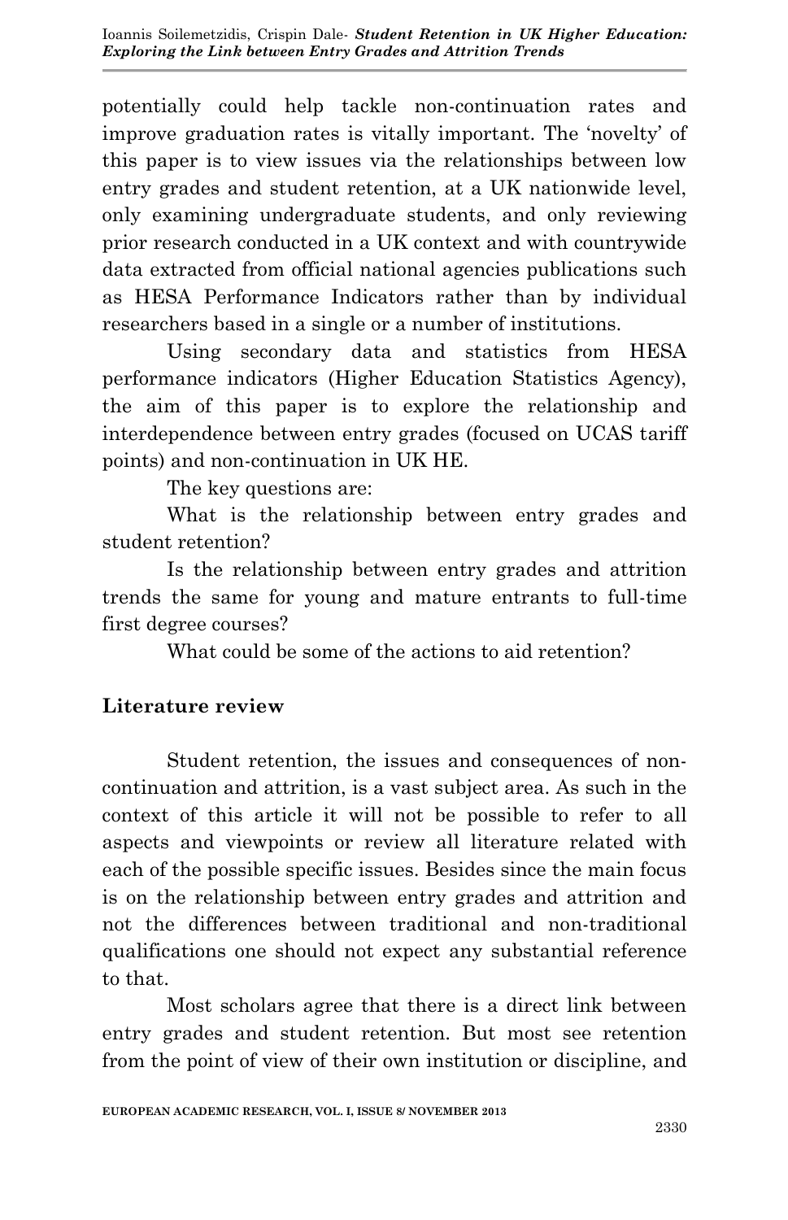potentially could help tackle non-continuation rates and improve graduation rates is vitally important. The 'novelty' of this paper is to view issues via the relationships between low entry grades and student retention, at a UK nationwide level, only examining undergraduate students, and only reviewing prior research conducted in a UK context and with countrywide data extracted from official national agencies publications such as HESA Performance Indicators rather than by individual researchers based in a single or a number of institutions.

Using secondary data and statistics from HESA performance indicators (Higher Education Statistics Agency), the aim of this paper is to explore the relationship and interdependence between entry grades (focused on UCAS tariff points) and non-continuation in UK HE.

The key questions are:

What is the relationship between entry grades and student retention?

Is the relationship between entry grades and attrition trends the same for young and mature entrants to full-time first degree courses?

What could be some of the actions to aid retention?

## Literature review

Student retention, the issues and consequences of non-continuation and attrition, is a vast subject area. As such in the context of this article it will not be possible to refer to all aspects and viewpoints or review all literature related with each of the possible specific issues. Besides since the main focus is on the relationship between entry grades and attrition and not the differences between traditional and non-traditional qualifications one should not expect any substantial reference to that.

Most scholars agree that there is a direct link between entry grades and student retention. But most see retention from the point of view of their own institution or discipline, and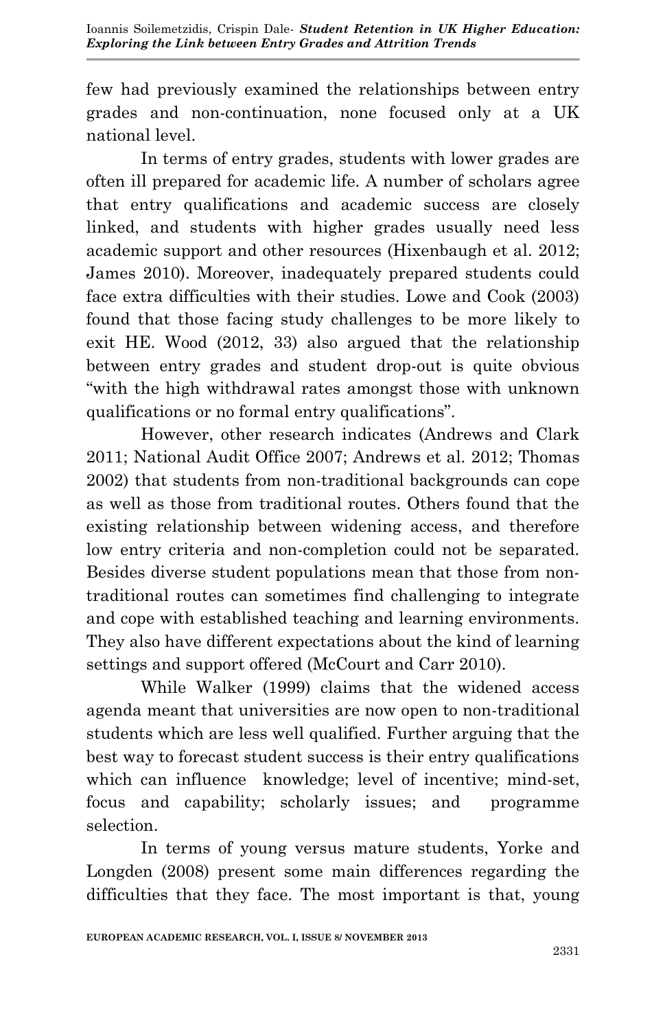few had previously examined the relationships between entry grades and non-continuation, none focused only at a UK national level.

In terms of entry grades, students with lower grades are often ill prepared for academic life. A number of scholars agree that entry qualifications and academic success are closely linked, and students with higher grades usually need less academic support and other resources (Hixenbaugh et al. 2012; James 2010). Moreover, inadequately prepared students could face extra difficulties with their studies. Lowe and Cook (2003) found that those facing study challenges to be more likely to exit HE. Wood (2012, 33) also argued that the relationship between entry grades and student drop-out is quite obvious "with the high withdrawal rates amongst those with unknown qualifications or no formal entry qualifications".

However, other research indicates (Andrews and Clark 2011; National Audit Office 2007; Andrews et al. 2012; Thomas 2002) that students from non-traditional backgrounds can cope as well as those from traditional routes. Others found that the existing relationship between widening access, and therefore low entry criteria and non-completion could not be separated. Besides diverse student populations mean that those from non-traditional routes can sometimes find challenging to integrate and cope with established teaching and learning environments. They also have different expectations about the kind of learning settings and support offered (McCourt and Carr 2010).

While Walker (1999) claims that the widened access agenda meant that universities are now open to non-traditional students which are less well qualified. Further arguing that the best way to forecast student success is their entry qualifications which can influence knowledge; level of incentive; mind-set, focus and capability; scholarly issues; and programme selection.

In terms of young versus mature students, Yorke and Longden (2008) present some main differences regarding the difficulties that they face. The most important is that, young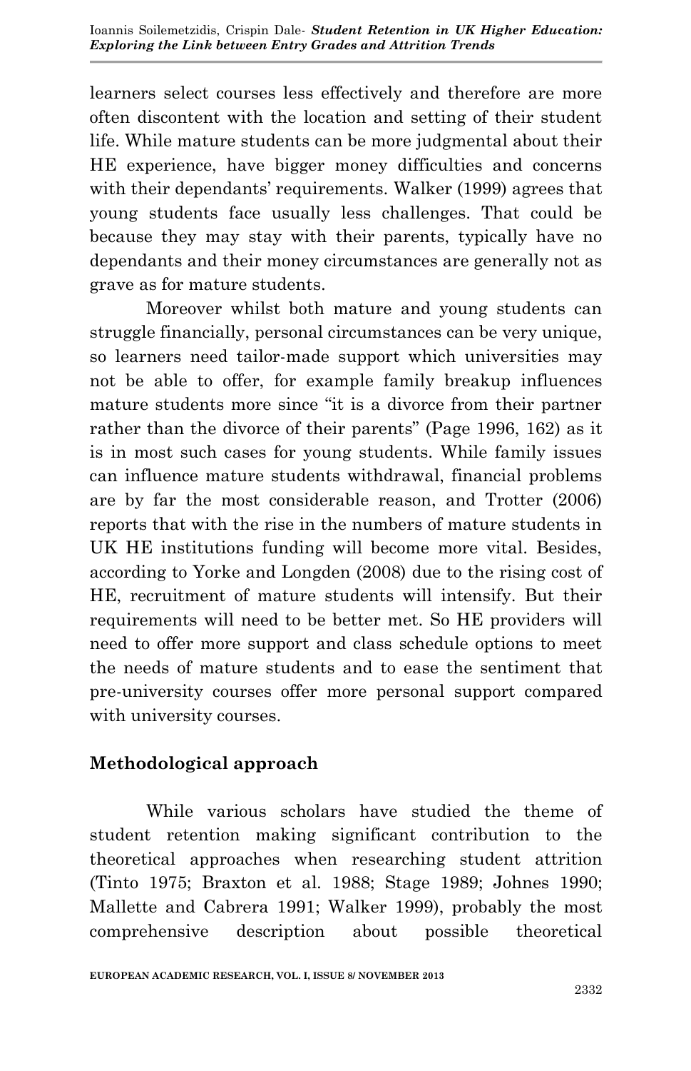learners select courses less effectively and therefore are more often discontent with the location and setting of their student life. While mature students can be more judgmental about their HE experience, have bigger money difficulties and concerns with their dependants' requirements. Walker (1999) agrees that young students face usually less challenges. That could be because they may stay with their parents, typically have no dependants and their money circumstances are generally not as grave as for mature students.

Moreover whilst both mature and young students can struggle financially, personal circumstances can be very unique, so learners need tailor-made support which universities may not be able to offer, for example family breakup influences mature students more since "it is a divorce from their partner rather than the divorce of their parents" (Page 1996, 162) as it is in most such cases for young students. While family issues can influence mature students withdrawal, financial problems are by far the most considerable reason, and Trotter (2006) reports that with the rise in the numbers of mature students in UK HE institutions funding will become more vital. Besides, according to Yorke and Longden (2008) due to the rising cost of HE, recruitment of mature students will intensify. But their requirements will need to be better met. So HE providers will need to offer more support and class schedule options to meet the needs of mature students and to ease the sentiment that pre-university courses offer more personal support compared with university courses.

## Methodological approach

While various scholars have studied the theme of student retention making significant contribution to the theoretical approaches when researching student attrition (Tinto 1975; Braxton et al. 1988; Stage 1989; Johnes 1990; Mallette and Cabrera 1991; Walker 1999), probably the most comprehensive description about possible theoretical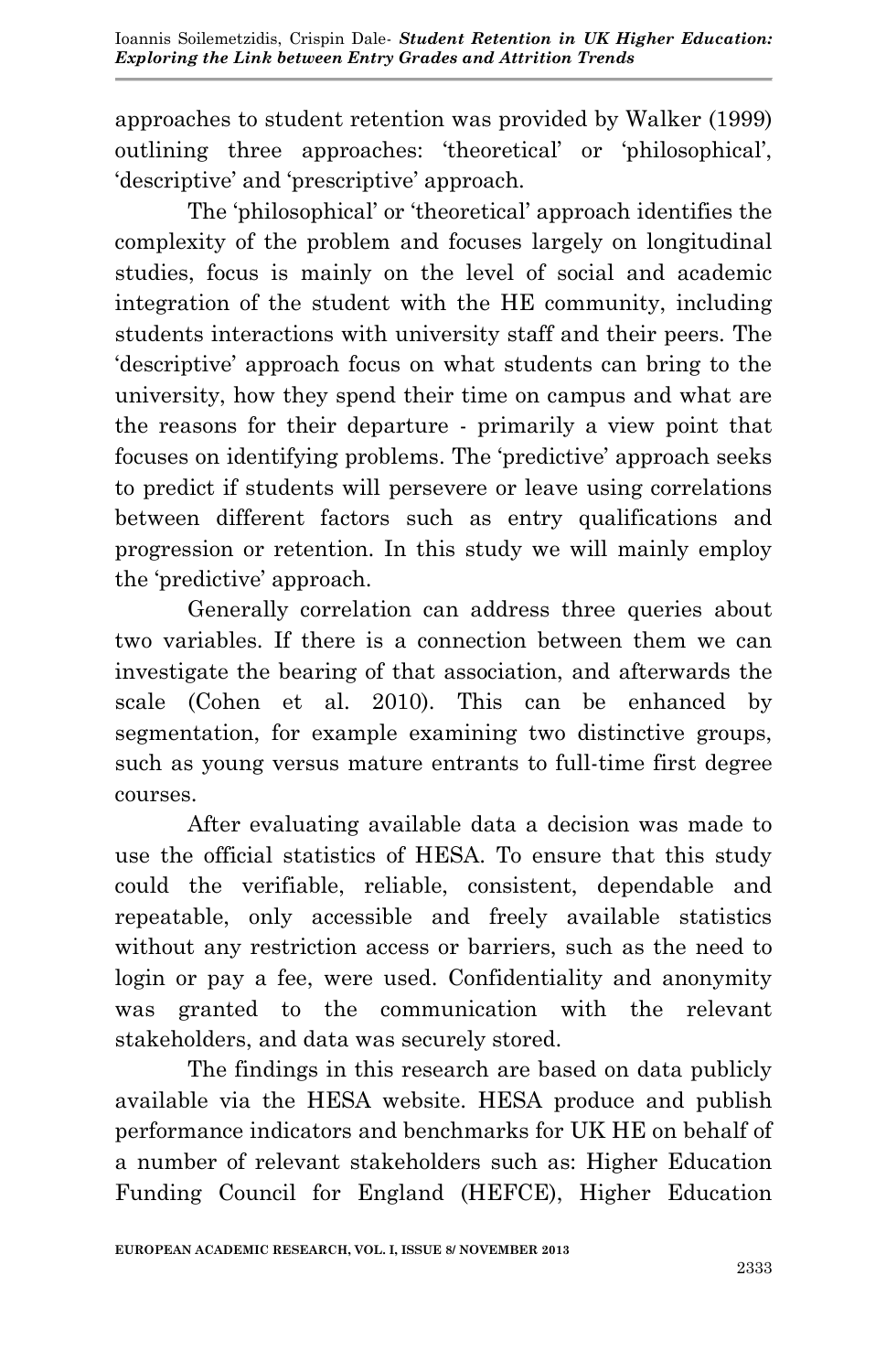approaches to student retention was provided by Walker (1999) outlining three approaches: 'theoretical' or 'philosophical', 'descriptive' and 'prescriptive' approach.

The 'philosophical' or 'theoretical' approach identifies the complexity of the problem and focuses largely on longitudinal studies, focus is mainly on the level of social and academic integration of the student with the HE community, including students interactions with university staff and their peers. The 'descriptive' approach focus on what students can bring to the university, how they spend their time on campus and what are the reasons for their departure - primarily a view point that focuses on identifying problems. The 'predictive' approach seeks to predict if students will persevere or leave using correlations between different factors such as entry qualifications and progression or retention. In this study we will mainly employ the 'predictive' approach.

Generally correlation can address three queries about two variables. If there is a connection between them we can investigate the bearing of that association, and afterwards the scale (Cohen et al. 2010). This can be enhanced by segmentation, for example examining two distinctive groups, such as young versus mature entrants to full-time first degree courses.

After evaluating available data a decision was made to use the official statistics of HESA. To ensure that this study could the verifiable, reliable, consistent, dependable and repeatable, only accessible and freely available statistics without any restriction access or barriers, such as the need to login or pay a fee, were used. Confidentiality and anonymity was granted to the communication with the relevant stakeholders, and data was securely stored.

The findings in this research are based on data publicly available via the HESA website. HESA produce and publish performance indicators and benchmarks for UK HE on behalf of a number of relevant stakeholders such as: Higher Education Funding Council for England (HEFCE), Higher Education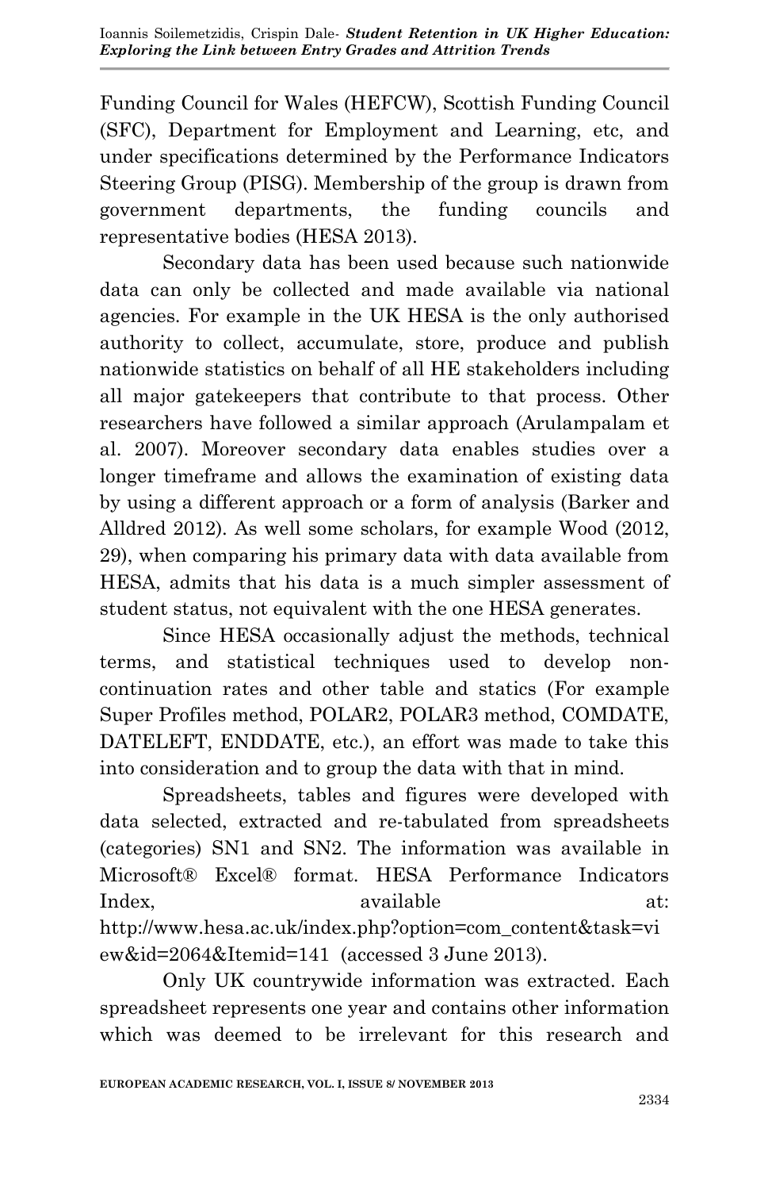Funding Council for Wales (HEFCW), Scottish Funding Council (SFC), Department for Employment and Learning, etc, and under specifications determined by the Performance Indicators Steering Group (PISG). Membership of the group is drawn from government departments, the funding councils and representative bodies (HESA 2013).

Secondary data has been used because such nationwide data can only be collected and made available via national agencies. For example in the UK HESA is the only authorised authority to collect, accumulate, store, produce and publish nationwide statistics on behalf of all HE stakeholders including all major gatekeepers that contribute to that process. Other researchers have followed a similar approach (Arulampalam et al. 2007). Moreover secondary data enables studies over a longer timeframe and allows the examination of existing data by using a different approach or a form of analysis (Barker and Alldred 2012). As well some scholars, for example Wood (2012, 29), when comparing his primary data with data available from HESA, admits that his data is a much simpler assessment of student status, not equivalent with the one HESA generates.

Since HESA occasionally adjust the methods, technical terms, and statistical techniques used to develop non-continuation rates and other table and statics (For example Super Profiles method, POLAR2, POLAR3 method, COMDATE, DATELEFT, ENDDATE, etc.), an effort was made to take this into consideration and to group the data with that in mind.

Spreadsheets, tables and figures were developed with data selected, extracted and re-tabulated from spreadsheets (categories) SN1 and SN2. The information was available in Microsoft® Excel® format. HESA Performance Indicators Index, available at: http://www.hesa.ac.uk/index.php?option=com_content&task=view&id=2064&Itemid=141 (accessed 3 June 2013).

Only UK countrywide information was extracted. Each spreadsheet represents one year and contains other information which was deemed to be irrelevant for this research and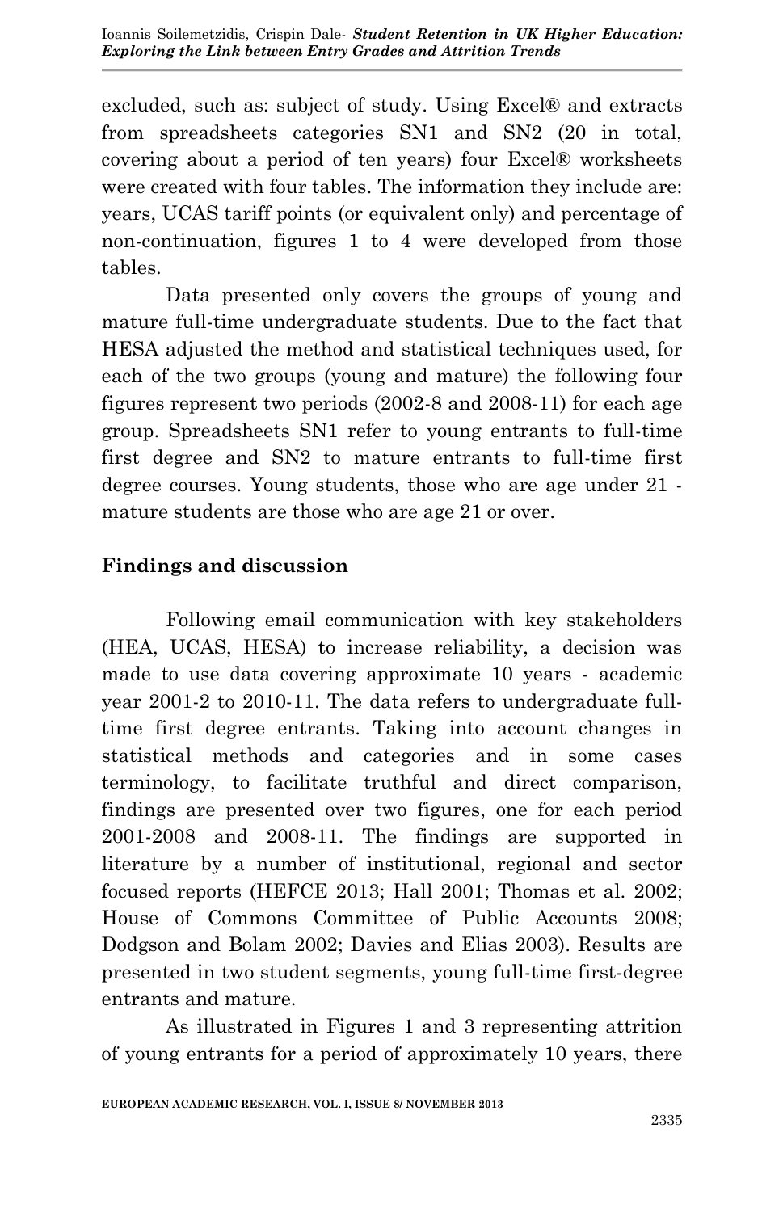excluded, such as: subject of study. Using Excel® and extracts from spreadsheets categories SN1 and SN2 (20 in total, covering about a period of ten years) four Excel® worksheets were created with four tables. The information they include are: years, UCAS tariff points (or equivalent only) and percentage of non-continuation, figures 1 to 4 were developed from those tables.

Data presented only covers the groups of young and mature full-time undergraduate students. Due to the fact that HESA adjusted the method and statistical techniques used, for each of the two groups (young and mature) the following four figures represent two periods (2002-8 and 2008-11) for each age group. Spreadsheets SN1 refer to young entrants to full-time first degree and SN2 to mature entrants to full-time first degree courses. Young students, those who are age under 21 - mature students are those who are age 21 or over.

## Findings and discussion

Following email communication with key stakeholders (HEA, UCAS, HESA) to increase reliability, a decision was made to use data covering approximate 10 years - academic year 2001-2 to 2010-11. The data refers to undergraduate full-time first degree entrants. Taking into account changes in statistical methods and categories and in some cases terminology, to facilitate truthful and direct comparison, findings are presented over two figures, one for each period 2001-2008 and 2008-11. The findings are supported in literature by a number of institutional, regional and sector focused reports (HEFCE 2013; Hall 2001; Thomas et al. 2002; House of Commons Committee of Public Accounts 2008; Dodgson and Bolam 2002; Davies and Elias 2003). Results are presented in two student segments, young full-time first-degree entrants and mature.

As illustrated in Figures 1 and 3 representing attrition of young entrants for a period of approximately 10 years, there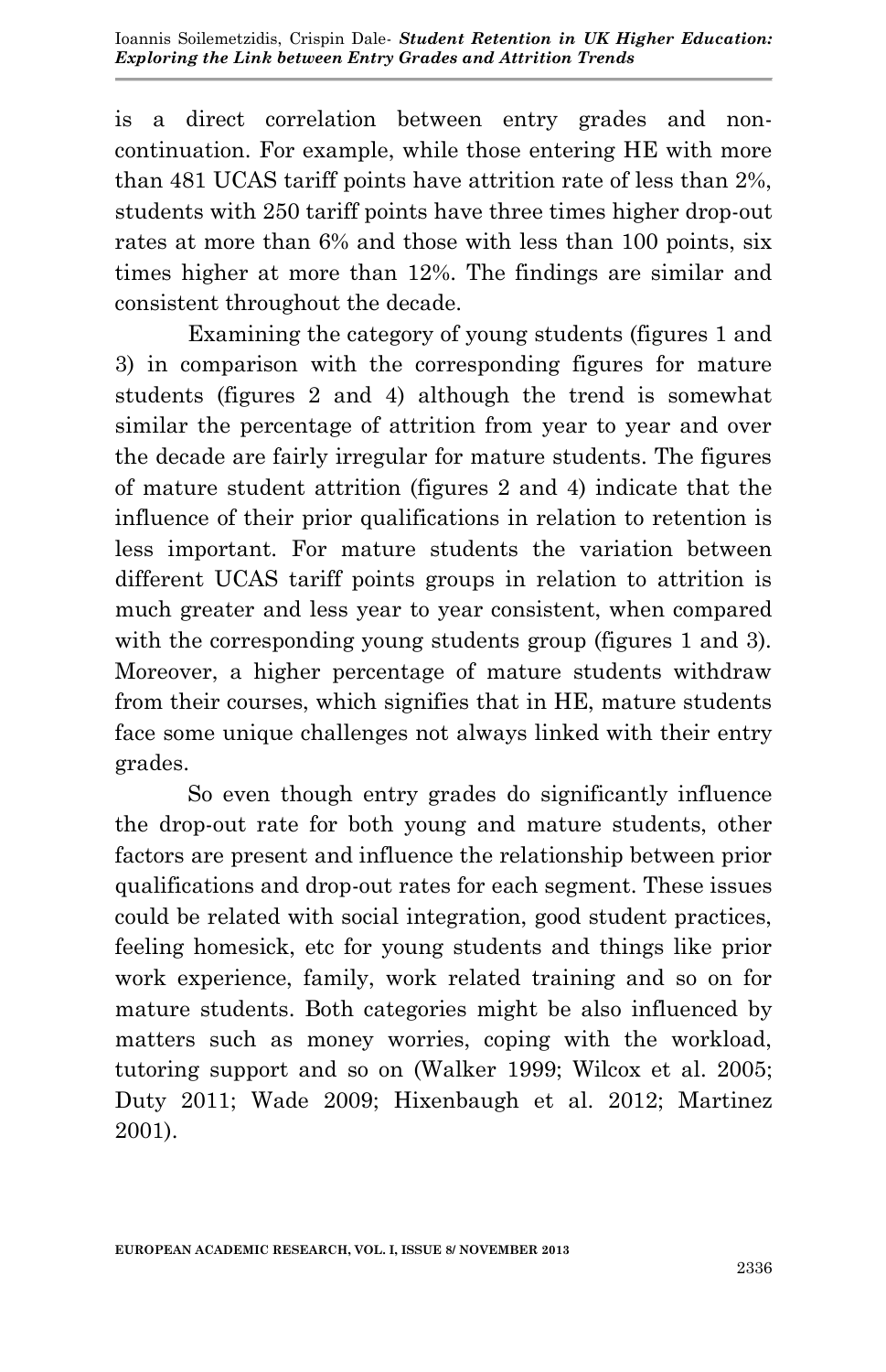is a direct correlation between entry grades and non-continuation. For example, while those entering HE with more than 481 UCAS tariff points have attrition rate of less than 2%, students with 250 tariff points have three times higher drop-out rates at more than 6% and those with less than 100 points, six times higher at more than 12%. The findings are similar and consistent throughout the decade.

Examining the category of young students (figures 1 and 3) in comparison with the corresponding figures for mature students (figures 2 and 4) although the trend is somewhat similar the percentage of attrition from year to year and over the decade are fairly irregular for mature students. The figures of mature student attrition (figures 2 and 4) indicate that the influence of their prior qualifications in relation to retention is less important. For mature students the variation between different UCAS tariff points groups in relation to attrition is much greater and less year to year consistent, when compared with the corresponding young students group (figures 1 and 3). Moreover, a higher percentage of mature students withdraw from their courses, which signifies that in HE, mature students face some unique challenges not always linked with their entry grades.

So even though entry grades do significantly influence the drop-out rate for both young and mature students, other factors are present and influence the relationship between prior qualifications and drop-out rates for each segment. These issues could be related with social integration, good student practices, feeling homesick, etc for young students and things like prior work experience, family, work related training and so on for mature students. Both categories might be also influenced by matters such as money worries, coping with the workload, tutoring support and so on (Walker 1999; Wilcox et al. 2005; Duty 2011; Wade 2009; Hixenbaugh et al. 2012; Martinez 2001).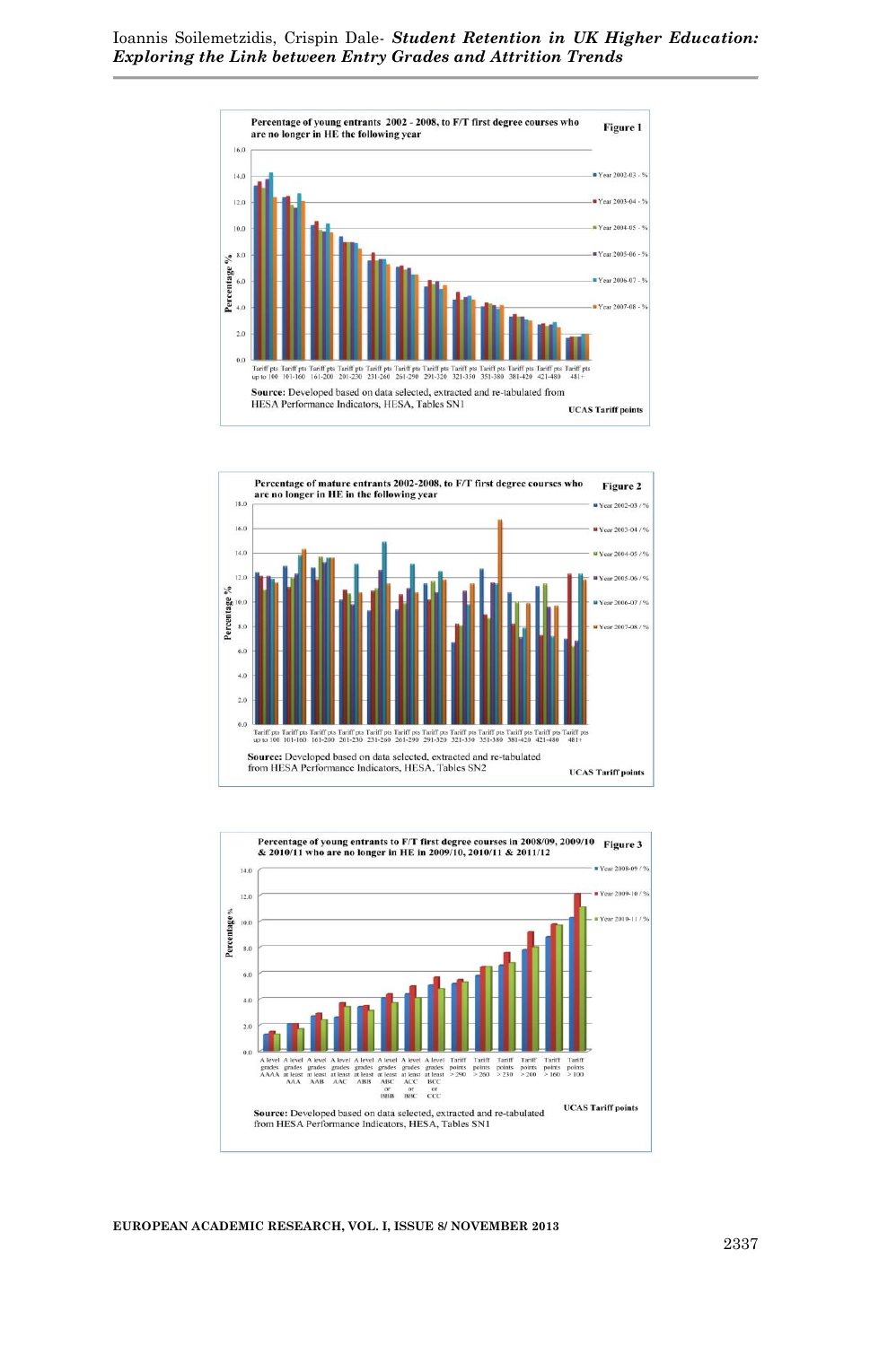**Percentage of young entrants 2002 - 2008, to F/T first degree courses who are no longer in HE the following year** **Figure 1**

Legend: Year 2002-03 - %; Year 2003-04 - %; Year 2004-05 - %; Year 2005-06 - %; Year 2006-07 - %; Year 2007-08 - %

Y-axis: Percentage %

X-axis (UCAS Tariff points): Tariff pts up to 100; Tariff pts 101-160; Tariff pts 161-200; Tariff pts 201-230; Tariff pts 231-260; Tariff pts 261-290; Tariff pts 291-320; Tariff pts 321-350; Tariff pts 351-380; Tariff pts 381-420; Tariff pts 421-480; Tariff pts 481+

**Source:** Developed based on data selected, extracted and re-tabulated from HESA Performance Indicators, HESA, Tables SN1

**Percentage of mature entrants 2002-2008, to F/T first degree courses who are no longer in HE in the following year** **Figure 2**

Legend: Year 2002-03 / %; Year 2003-04 / %; Year 2004-05 / %; Year 2005-06 / %; Year 2006-07 / %; Year 2007-08 / %

Y-axis: Percentage %

X-axis (UCAS Tariff points): Tariff pts up to 100; Tariff pts 101-160; Tariff pts 161-200; Tariff pts 201-230; Tariff pts 231-260; Tariff pts 261-290; Tariff pts 291-320; Tariff pts 321-350; Tariff pts 351-380; Tariff pts 381-420; Tariff pts 421-480; Tariff pts 481+

**Source:** Developed based on data selected, extracted and re-tabulated from HESA Performance Indicators, HESA, Tables SN2

**Percentage of young entrants to F/T first degree courses in 2008/09, 2009/10 & 2010/11 who are no longer in HE in 2009/10, 2010/11 & 2011/12** **Figure 3**

Legend: Year 2008-09 / %; Year 2009-10 / %; Year 2010-11 / %

Y-axis: Percentage %

X-axis (UCAS Tariff points): A level grades AAAA; A level grades at least AAA; A level grades at least AAB; A level grades at least AAC; A level grades at least ABB; A level grades at least ABC or BBB; A level grades at least ACC or BBC; A level grades at least BCC or CCC; Tariff points > 290; Tariff points > 260; Tariff points > 230; Tariff points > 200; Tariff points > 160; Tariff points > 100

**Source:** Developed based on data selected, extracted and re-tabulated from HESA Performance Indicators, HESA, Tables SN1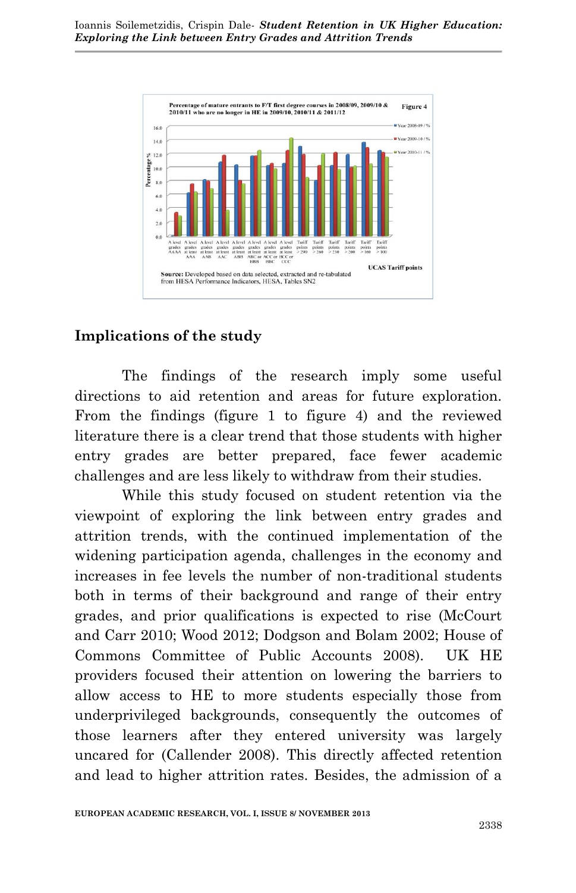Percentage of mature entrants to F/T first degree courses in 2008/09, 2009/10 & 2010/11 who are no longer in HE in 2009/10, 2010/11 & 2011/12

Figure 4

Source: Developed based on data selected, extracted and re-tabulated from HESA Performance Indicators, HESA, Tables SN2

## Implications of the study

The findings of the research imply some useful directions to aid retention and areas for future exploration. From the findings (figure 1 to figure 4) and the reviewed literature there is a clear trend that those students with higher entry grades are better prepared, face fewer academic challenges and are less likely to withdraw from their studies.

While this study focused on student retention via the viewpoint of exploring the link between entry grades and attrition trends, with the continued implementation of the widening participation agenda, challenges in the economy and increases in fee levels the number of non-traditional students both in terms of their background and range of their entry grades, and prior qualifications is expected to rise (McCourt and Carr 2010; Wood 2012; Dodgson and Bolam 2002; House of Commons Committee of Public Accounts 2008). UK HE providers focused their attention on lowering the barriers to allow access to HE to more students especially those from underprivileged backgrounds, consequently the outcomes of those learners after they entered university was largely uncared for (Callender 2008). This directly affected retention and lead to higher attrition rates. Besides, the admission of a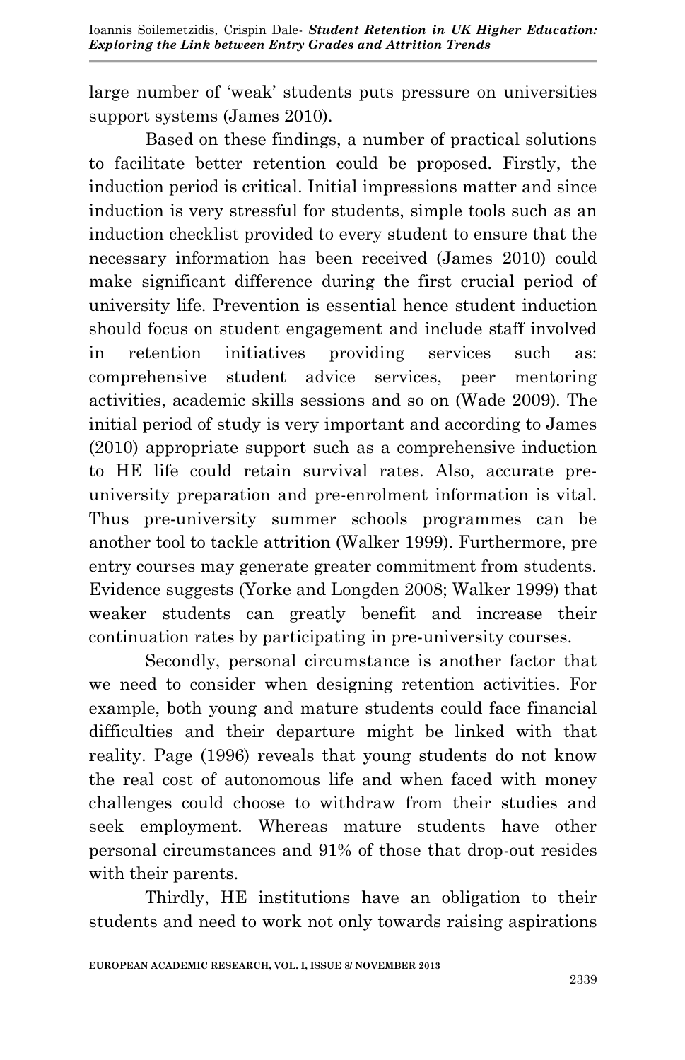large number of 'weak' students puts pressure on universities support systems (James 2010).

Based on these findings, a number of practical solutions to facilitate better retention could be proposed. Firstly, the induction period is critical. Initial impressions matter and since induction is very stressful for students, simple tools such as an induction checklist provided to every student to ensure that the necessary information has been received (James 2010) could make significant difference during the first crucial period of university life. Prevention is essential hence student induction should focus on student engagement and include staff involved in retention initiatives providing services such as: comprehensive student advice services, peer mentoring activities, academic skills sessions and so on (Wade 2009). The initial period of study is very important and according to James (2010) appropriate support such as a comprehensive induction to HE life could retain survival rates. Also, accurate pre-university preparation and pre-enrolment information is vital. Thus pre-university summer schools programmes can be another tool to tackle attrition (Walker 1999). Furthermore, pre entry courses may generate greater commitment from students. Evidence suggests (Yorke and Longden 2008; Walker 1999) that weaker students can greatly benefit and increase their continuation rates by participating in pre-university courses.

Secondly, personal circumstance is another factor that we need to consider when designing retention activities. For example, both young and mature students could face financial difficulties and their departure might be linked with that reality. Page (1996) reveals that young students do not know the real cost of autonomous life and when faced with money challenges could choose to withdraw from their studies and seek employment. Whereas mature students have other personal circumstances and 91% of those that drop-out resides with their parents.

Thirdly, HE institutions have an obligation to their students and need to work not only towards raising aspirations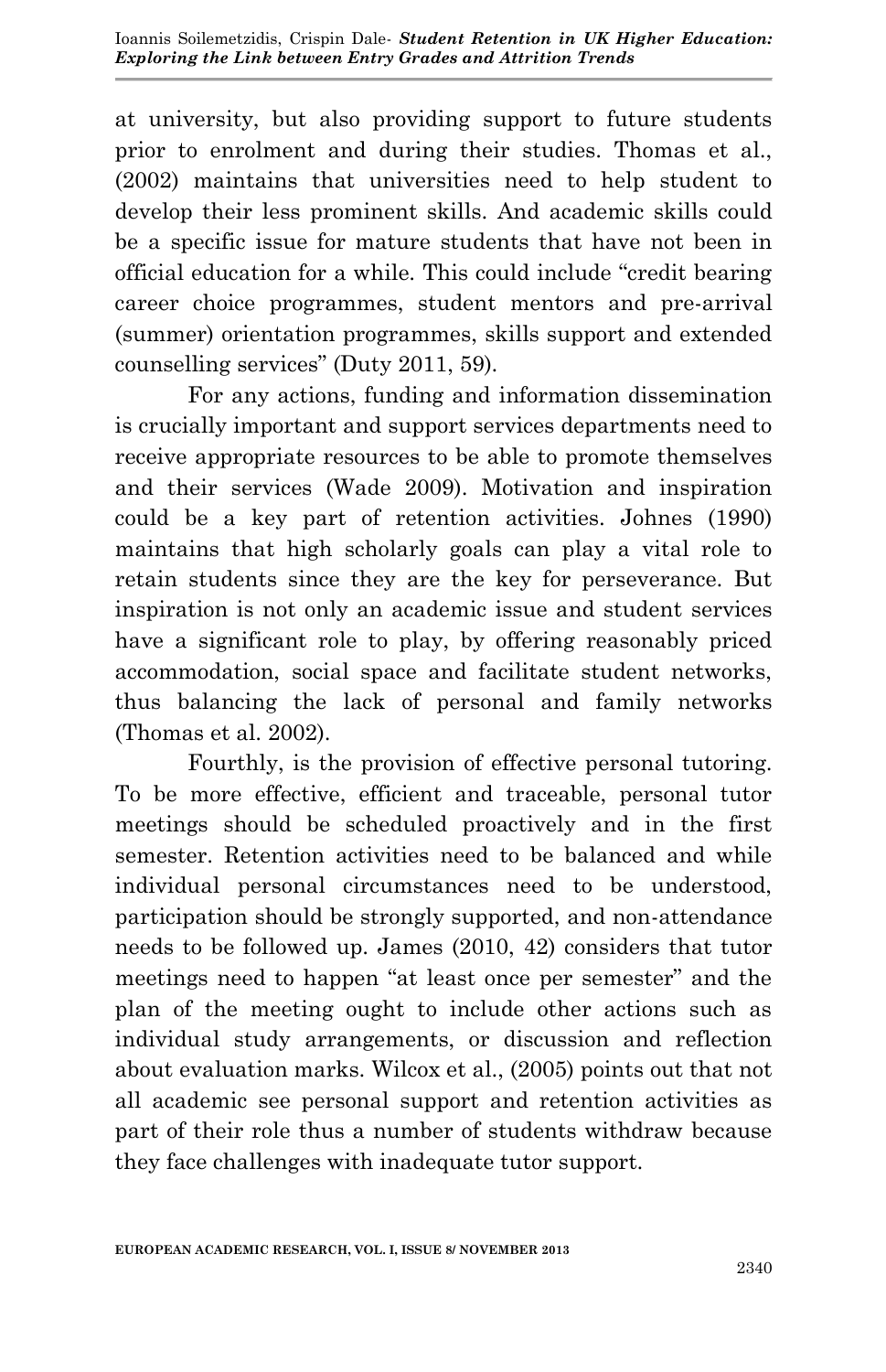at university, but also providing support to future students prior to enrolment and during their studies. Thomas et al., (2002) maintains that universities need to help student to develop their less prominent skills. And academic skills could be a specific issue for mature students that have not been in official education for a while. This could include "credit bearing career choice programmes, student mentors and pre-arrival (summer) orientation programmes, skills support and extended counselling services" (Duty 2011, 59).

For any actions, funding and information dissemination is crucially important and support services departments need to receive appropriate resources to be able to promote themselves and their services (Wade 2009). Motivation and inspiration could be a key part of retention activities. Johnes (1990) maintains that high scholarly goals can play a vital role to retain students since they are the key for perseverance. But inspiration is not only an academic issue and student services have a significant role to play, by offering reasonably priced accommodation, social space and facilitate student networks, thus balancing the lack of personal and family networks (Thomas et al. 2002).

Fourthly, is the provision of effective personal tutoring. To be more effective, efficient and traceable, personal tutor meetings should be scheduled proactively and in the first semester. Retention activities need to be balanced and while individual personal circumstances need to be understood, participation should be strongly supported, and non-attendance needs to be followed up. James (2010, 42) considers that tutor meetings need to happen "at least once per semester" and the plan of the meeting ought to include other actions such as individual study arrangements, or discussion and reflection about evaluation marks. Wilcox et al., (2005) points out that not all academic see personal support and retention activities as part of their role thus a number of students withdraw because they face challenges with inadequate tutor support.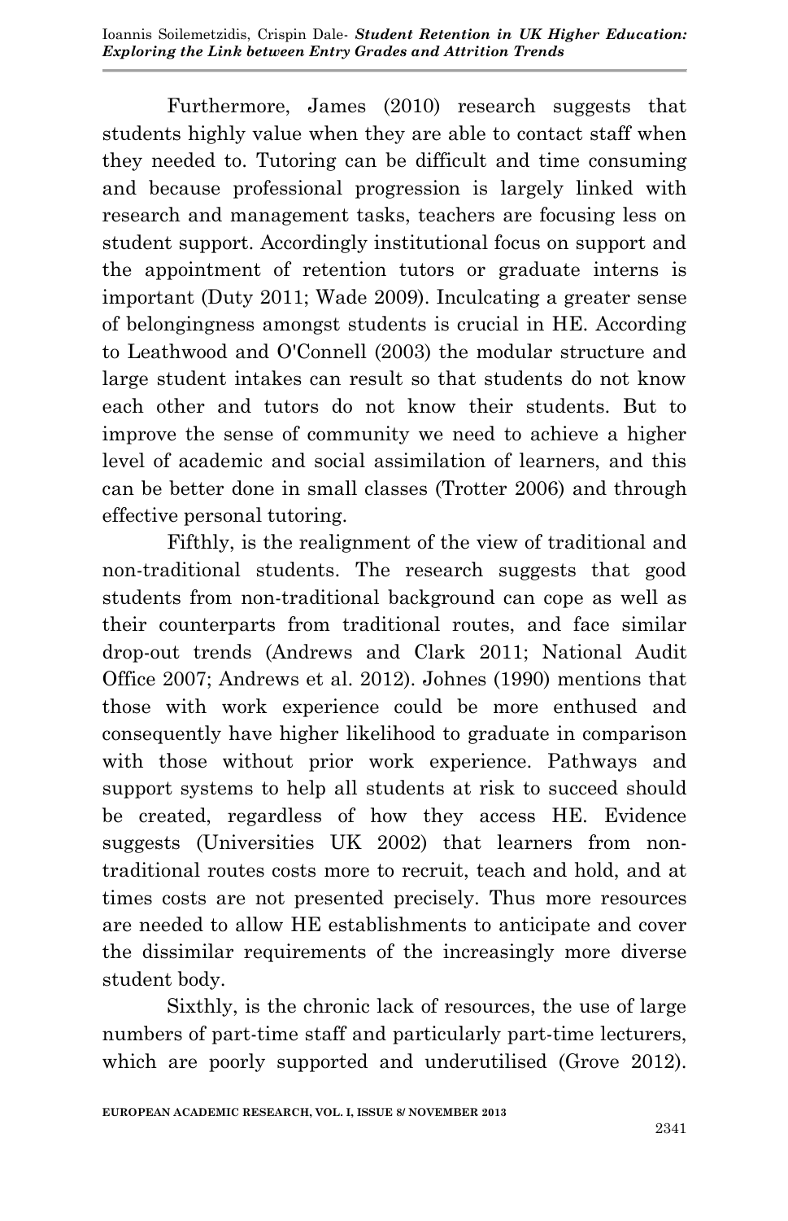Furthermore, James (2010) research suggests that students highly value when they are able to contact staff when they needed to. Tutoring can be difficult and time consuming and because professional progression is largely linked with research and management tasks, teachers are focusing less on student support. Accordingly institutional focus on support and the appointment of retention tutors or graduate interns is important (Duty 2011; Wade 2009). Inculcating a greater sense of belongingness amongst students is crucial in HE. According to Leathwood and O'Connell (2003) the modular structure and large student intakes can result so that students do not know each other and tutors do not know their students. But to improve the sense of community we need to achieve a higher level of academic and social assimilation of learners, and this can be better done in small classes (Trotter 2006) and through effective personal tutoring.

Fifthly, is the realignment of the view of traditional and non-traditional students. The research suggests that good students from non-traditional background can cope as well as their counterparts from traditional routes, and face similar drop-out trends (Andrews and Clark 2011; National Audit Office 2007; Andrews et al. 2012). Johnes (1990) mentions that those with work experience could be more enthused and consequently have higher likelihood to graduate in comparison with those without prior work experience. Pathways and support systems to help all students at risk to succeed should be created, regardless of how they access HE. Evidence suggests (Universities UK 2002) that learners from non-traditional routes costs more to recruit, teach and hold, and at times costs are not presented precisely. Thus more resources are needed to allow HE establishments to anticipate and cover the dissimilar requirements of the increasingly more diverse student body.

Sixthly, is the chronic lack of resources, the use of large numbers of part-time staff and particularly part-time lecturers, which are poorly supported and underutilised (Grove 2012).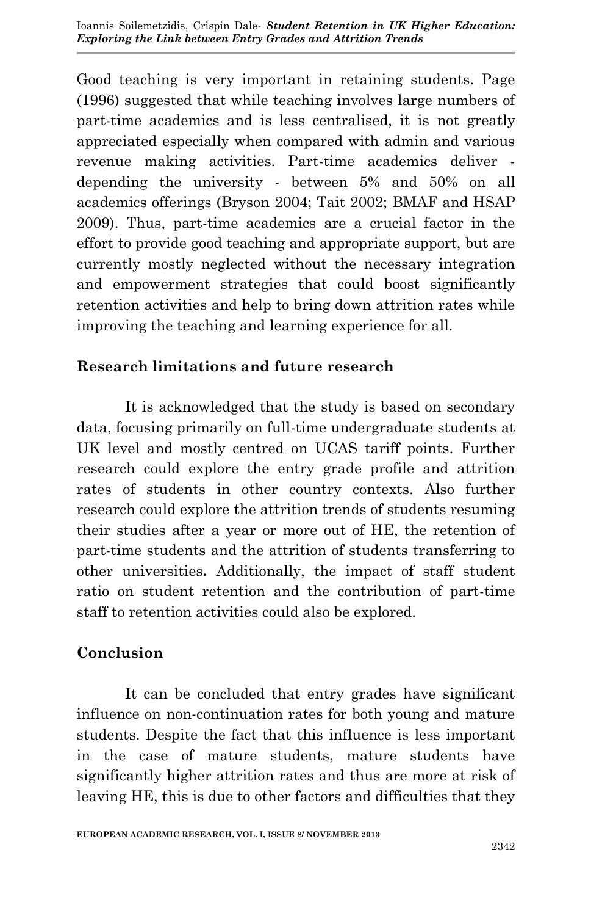Good teaching is very important in retaining students. Page (1996) suggested that while teaching involves large numbers of part-time academics and is less centralised, it is not greatly appreciated especially when compared with admin and various revenue making activities. Part-time academics deliver - depending the university - between 5% and 50% on all academics offerings (Bryson 2004; Tait 2002; BMAF and HSAP 2009). Thus, part-time academics are a crucial factor in the effort to provide good teaching and appropriate support, but are currently mostly neglected without the necessary integration and empowerment strategies that could boost significantly retention activities and help to bring down attrition rates while improving the teaching and learning experience for all.

## Research limitations and future research

It is acknowledged that the study is based on secondary data, focusing primarily on full-time undergraduate students at UK level and mostly centred on UCAS tariff points. Further research could explore the entry grade profile and attrition rates of students in other country contexts. Also further research could explore the attrition trends of students resuming their studies after a year or more out of HE, the retention of part-time students and the attrition of students transferring to other universities**.** Additionally, the impact of staff student ratio on student retention and the contribution of part-time staff to retention activities could also be explored.

## Conclusion

It can be concluded that entry grades have significant influence on non-continuation rates for both young and mature students. Despite the fact that this influence is less important in the case of mature students, mature students have significantly higher attrition rates and thus are more at risk of leaving HE, this is due to other factors and difficulties that they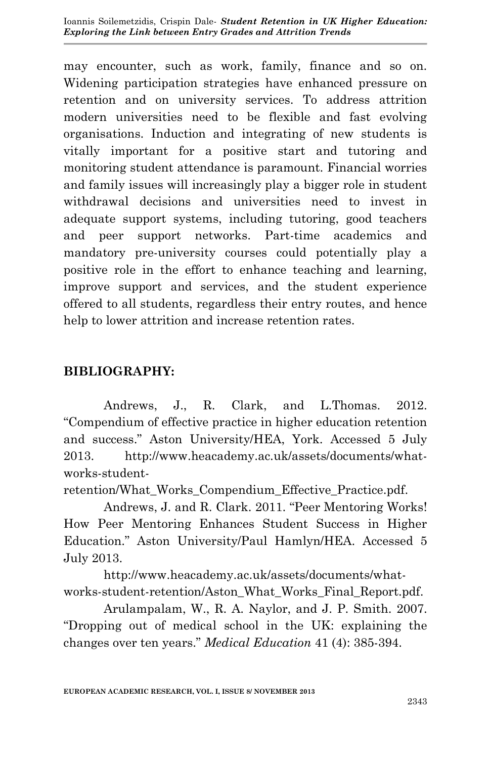may encounter, such as work, family, finance and so on. Widening participation strategies have enhanced pressure on retention and on university services. To address attrition modern universities need to be flexible and fast evolving organisations. Induction and integrating of new students is vitally important for a positive start and tutoring and monitoring student attendance is paramount. Financial worries and family issues will increasingly play a bigger role in student withdrawal decisions and universities need to invest in adequate support systems, including tutoring, good teachers and peer support networks. Part-time academics and mandatory pre-university courses could potentially play a positive role in the effort to enhance teaching and learning, improve support and services, and the student experience offered to all students, regardless their entry routes, and hence help to lower attrition and increase retention rates.

## BIBLIOGRAPHY:

Andrews, J., R. Clark, and L.Thomas. 2012. "Compendium of effective practice in higher education retention and success." Aston University/HEA, York. Accessed 5 July 2013. http://www.heacademy.ac.uk/assets/documents/what-works-student-retention/What_Works_Compendium_Effective_Practice.pdf.

Andrews, J. and R. Clark. 2011. "Peer Mentoring Works! How Peer Mentoring Enhances Student Success in Higher Education." Aston University/Paul Hamlyn/HEA. Accessed 5 July 2013.

http://www.heacademy.ac.uk/assets/documents/what-works-student-retention/Aston_What_Works_Final_Report.pdf.

Arulampalam, W., R. A. Naylor, and J. P. Smith. 2007. "Dropping out of medical school in the UK: explaining the changes over ten years." *Medical Education* 41 (4): 385-394.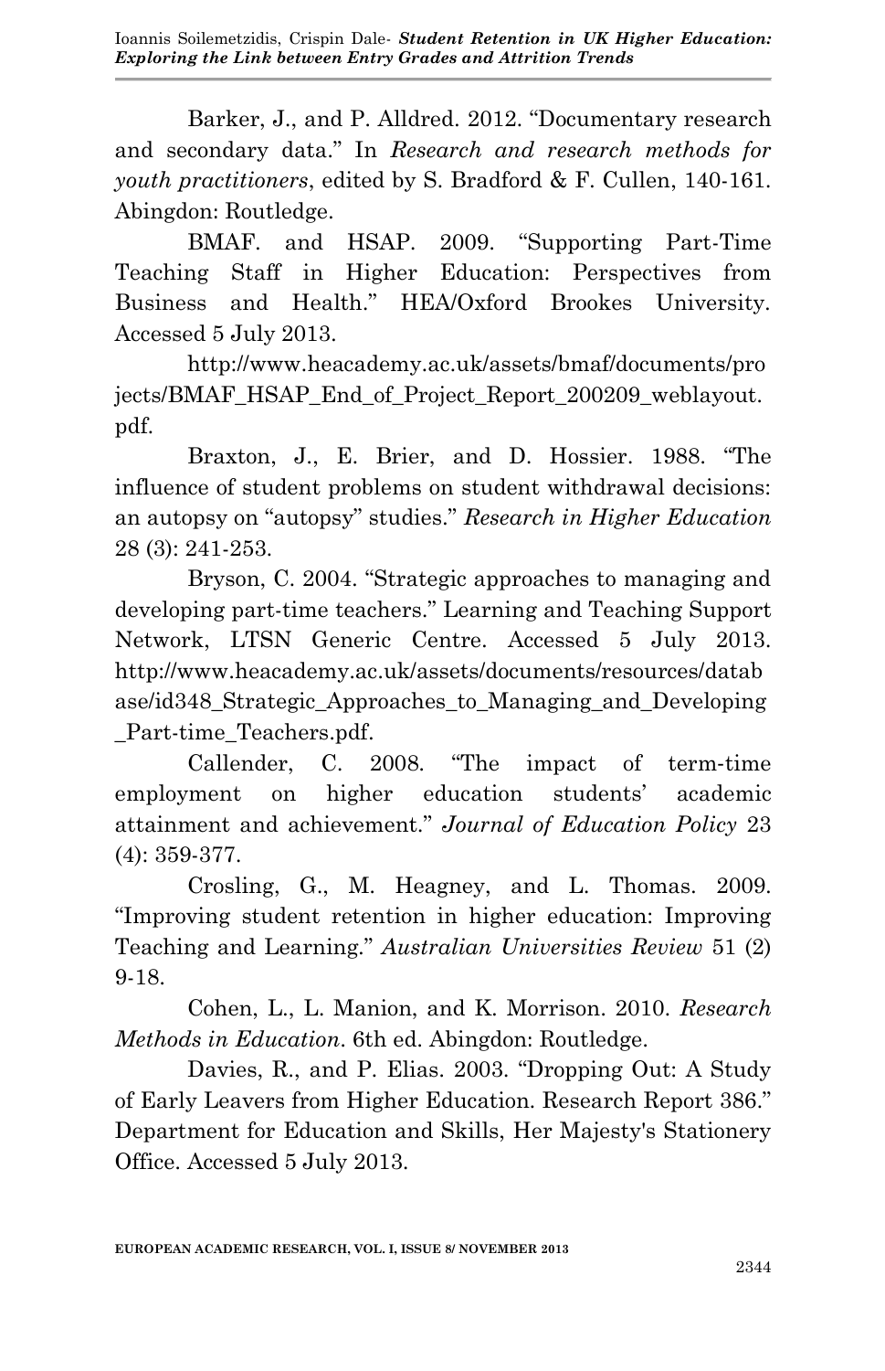Barker, J., and P. Alldred. 2012. "Documentary research and secondary data." In *Research and research methods for youth practitioners*, edited by S. Bradford & F. Cullen, 140-161. Abingdon: Routledge.

BMAF. and HSAP. 2009. "Supporting Part-Time Teaching Staff in Higher Education: Perspectives from Business and Health." HEA/Oxford Brookes University. Accessed 5 July 2013.

http://www.heacademy.ac.uk/assets/bmaf/documents/projects/BMAF_HSAP_End_of_Project_Report_200209_weblayout.pdf.

Braxton, J., E. Brier, and D. Hossier. 1988. "The influence of student problems on student withdrawal decisions: an autopsy on "autopsy" studies." *Research in Higher Education* 28 (3): 241-253.

Bryson, C. 2004. "Strategic approaches to managing and developing part-time teachers." Learning and Teaching Support Network, LTSN Generic Centre. Accessed 5 July 2013. http://www.heacademy.ac.uk/assets/documents/resources/database/id348_Strategic_Approaches_to_Managing_and_Developing_Part-time_Teachers.pdf.

Callender, C. 2008. "The impact of term-time employment on higher education students' academic attainment and achievement." *Journal of Education Policy* 23 (4): 359-377.

Crosling, G., M. Heagney, and L. Thomas. 2009. "Improving student retention in higher education: Improving Teaching and Learning." *Australian Universities Review* 51 (2) 9-18.

Cohen, L., L. Manion, and K. Morrison. 2010. *Research Methods in Education*. 6th ed. Abingdon: Routledge.

Davies, R., and P. Elias. 2003. "Dropping Out: A Study of Early Leavers from Higher Education. Research Report 386." Department for Education and Skills, Her Majesty's Stationery Office. Accessed 5 July 2013.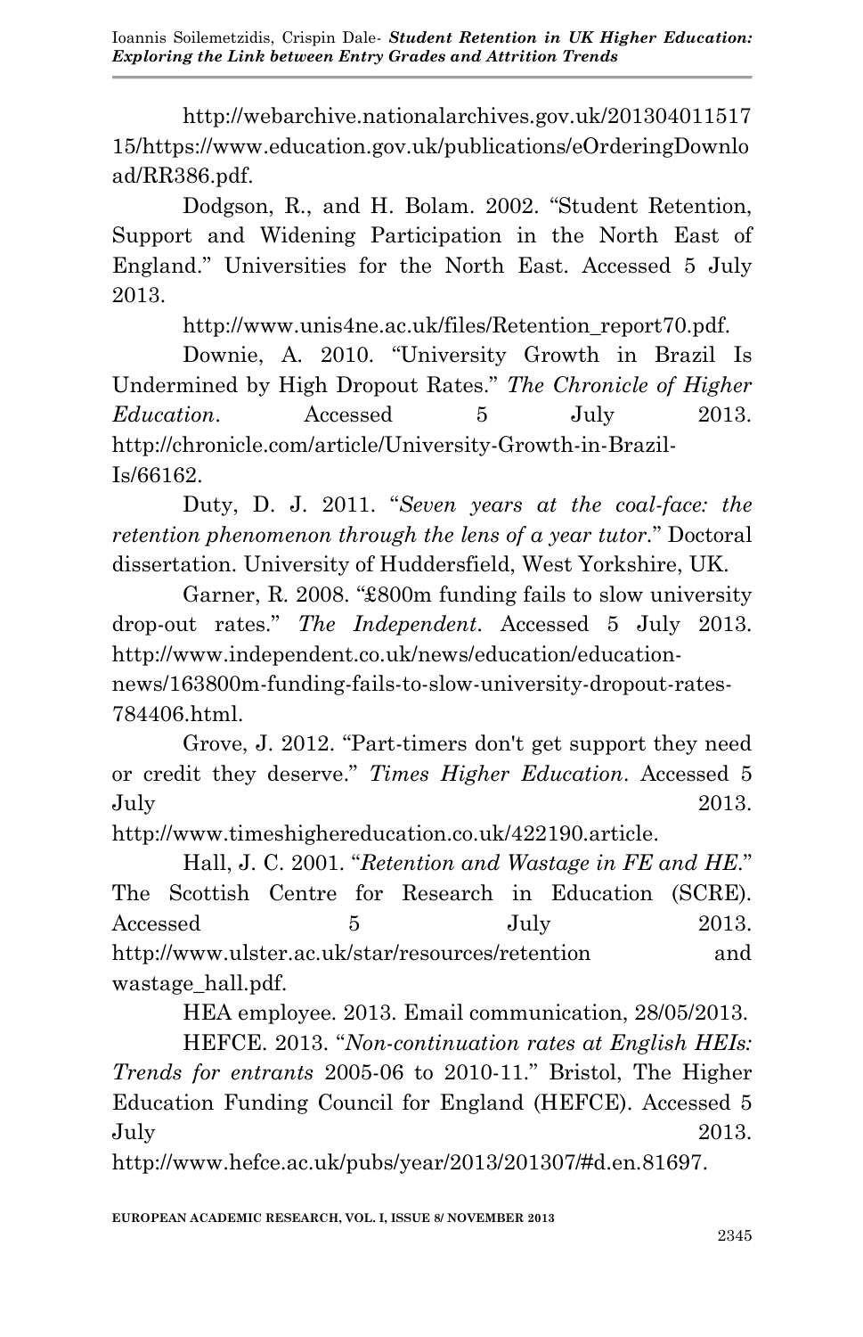http://webarchive.nationalarchives.gov.uk/20130401151715/https://www.education.gov.uk/publications/eOrderingDownload/RR386.pdf.

Dodgson, R., and H. Bolam. 2002. "Student Retention, Support and Widening Participation in the North East of England." Universities for the North East. Accessed 5 July 2013.

http://www.unis4ne.ac.uk/files/Retention_report70.pdf.

Downie, A. 2010. "University Growth in Brazil Is Undermined by High Dropout Rates." *The Chronicle of Higher Education*. Accessed 5 July 2013. http://chronicle.com/article/University-Growth-in-Brazil-Is/66162.

Duty, D. J. 2011. "*Seven years at the coal-face: the retention phenomenon through the lens of a year tutor*." Doctoral dissertation. University of Huddersfield, West Yorkshire, UK.

Garner, R. 2008. "£800m funding fails to slow university drop-out rates." *The Independent*. Accessed 5 July 2013. http://www.independent.co.uk/news/education/education-news/163800m-funding-fails-to-slow-university-dropout-rates-784406.html.

Grove, J. 2012. "Part-timers don't get support they need or credit they deserve." *Times Higher Education*. Accessed 5 July 2013. http://www.timeshighereducation.co.uk/422190.article.

Hall, J. C. 2001. "*Retention and Wastage in FE and HE*." The Scottish Centre for Research in Education (SCRE). Accessed 5 July 2013. http://www.ulster.ac.uk/star/resources/retention and wastage_hall.pdf.

HEA employee. 2013. Email communication, 28/05/2013.

HEFCE. 2013. "*Non-continuation rates at English HEIs: Trends for entrants* 2005-06 to 2010-11." Bristol, The Higher Education Funding Council for England (HEFCE). Accessed 5 July 2013. http://www.hefce.ac.uk/pubs/year/2013/201307/#d.en.81697.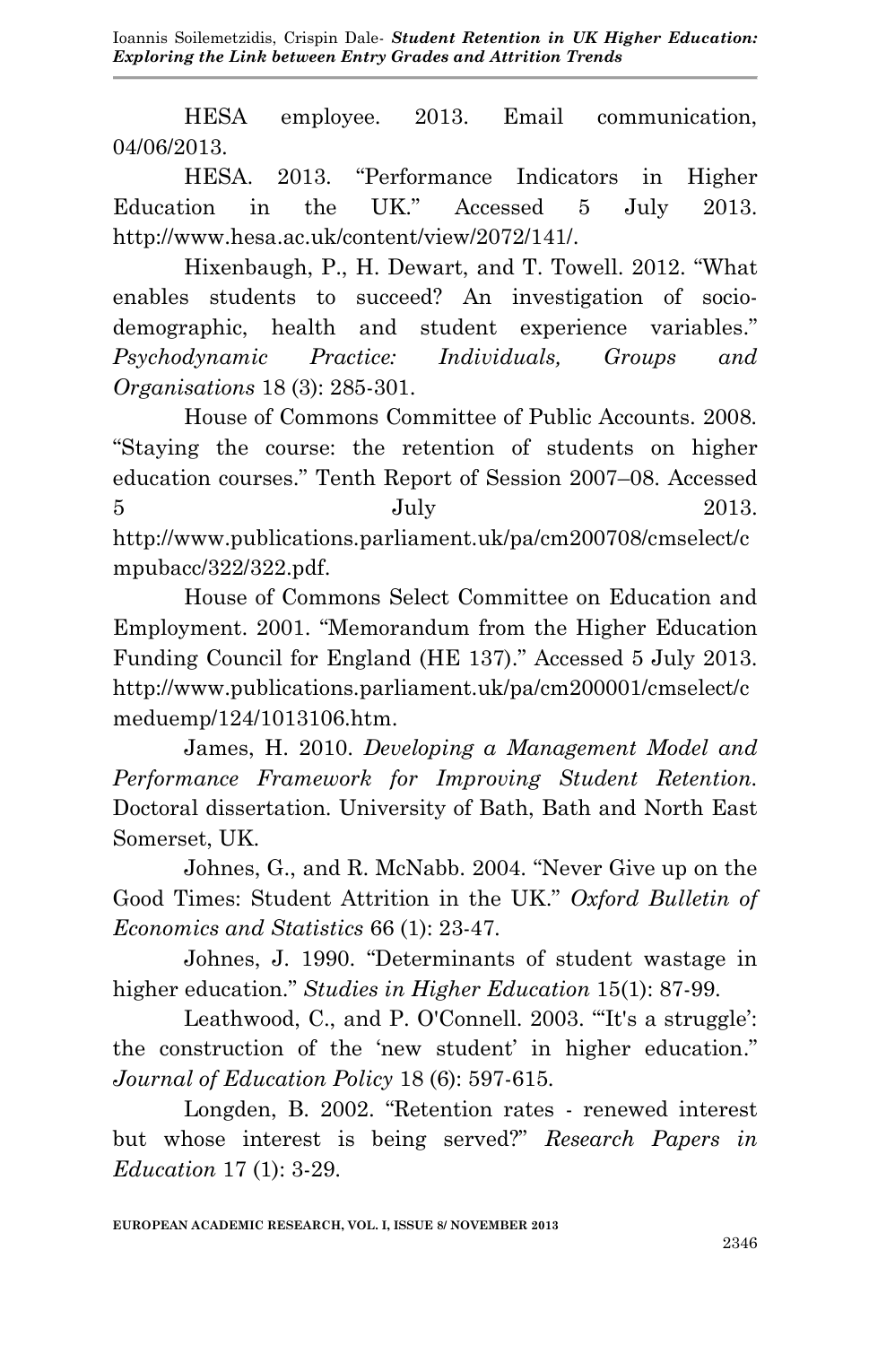HESA employee. 2013. Email communication, 04/06/2013.

HESA. 2013. "Performance Indicators in Higher Education in the UK." Accessed 5 July 2013. http://www.hesa.ac.uk/content/view/2072/141/.

Hixenbaugh, P., H. Dewart, and T. Towell. 2012. "What enables students to succeed? An investigation of socio-demographic, health and student experience variables." *Psychodynamic Practice: Individuals, Groups and Organisations* 18 (3): 285-301.

House of Commons Committee of Public Accounts. 2008. "Staying the course: the retention of students on higher education courses." Tenth Report of Session 2007–08. Accessed 5 July 2013. http://www.publications.parliament.uk/pa/cm200708/cmselect/cmpubacc/322/322.pdf.

House of Commons Select Committee on Education and Employment. 2001. "Memorandum from the Higher Education Funding Council for England (HE 137)." Accessed 5 July 2013. http://www.publications.parliament.uk/pa/cm200001/cmselect/cmeduemp/124/1013106.htm.

James, H. 2010. *Developing a Management Model and Performance Framework for Improving Student Retention*. Doctoral dissertation. University of Bath, Bath and North East Somerset, UK.

Johnes, G., and R. McNabb. 2004. "Never Give up on the Good Times: Student Attrition in the UK." *Oxford Bulletin of Economics and Statistics* 66 (1): 23-47.

Johnes, J. 1990. "Determinants of student wastage in higher education." *Studies in Higher Education* 15(1): 87-99.

Leathwood, C., and P. O'Connell. 2003. "'It's a struggle': the construction of the 'new student' in higher education." *Journal of Education Policy* 18 (6): 597-615.

Longden, B. 2002. "Retention rates - renewed interest but whose interest is being served?" *Research Papers in Education* 17 (1): 3-29.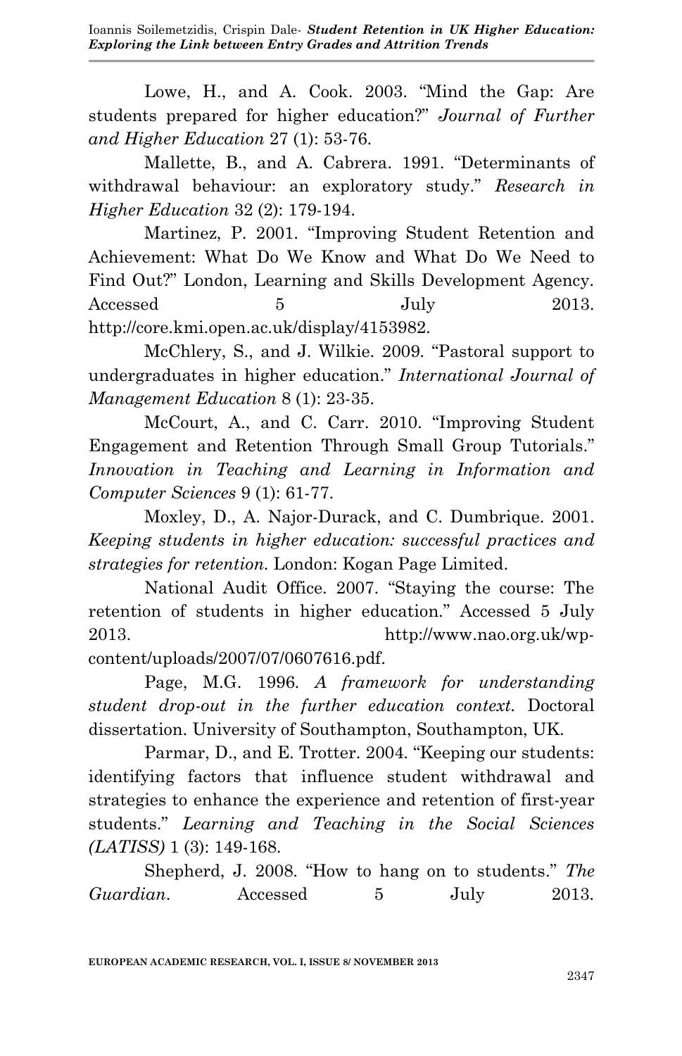Lowe, H., and A. Cook. 2003. "Mind the Gap: Are students prepared for higher education?" *Journal of Further and Higher Education* 27 (1): 53-76.

Mallette, B., and A. Cabrera. 1991. "Determinants of withdrawal behaviour: an exploratory study." *Research in Higher Education* 32 (2): 179-194.

Martinez, P. 2001. "Improving Student Retention and Achievement: What Do We Know and What Do We Need to Find Out?" London, Learning and Skills Development Agency. Accessed 5 July 2013. http://core.kmi.open.ac.uk/display/4153982.

McChlery, S., and J. Wilkie. 2009. "Pastoral support to undergraduates in higher education." *International Journal of Management Education* 8 (1): 23-35.

McCourt, A., and C. Carr. 2010. "Improving Student Engagement and Retention Through Small Group Tutorials." *Innovation in Teaching and Learning in Information and Computer Sciences* 9 (1): 61-77.

Moxley, D., A. Najor-Durack, and C. Dumbrique. 2001. *Keeping students in higher education: successful practices and strategies for retention.* London: Kogan Page Limited.

National Audit Office. 2007. "Staying the course: The retention of students in higher education." Accessed 5 July 2013. http://www.nao.org.uk/wp-content/uploads/2007/07/0607616.pdf.

Page, M.G. 1996. *A framework for understanding student drop-out in the further education context.* Doctoral dissertation. University of Southampton, Southampton, UK.

Parmar, D., and E. Trotter. 2004. "Keeping our students: identifying factors that influence student withdrawal and strategies to enhance the experience and retention of first-year students." *Learning and Teaching in the Social Sciences (LATISS)* 1 (3): 149-168.

Shepherd, J. 2008. "How to hang on to students." *The Guardian*. Accessed 5 July 2013.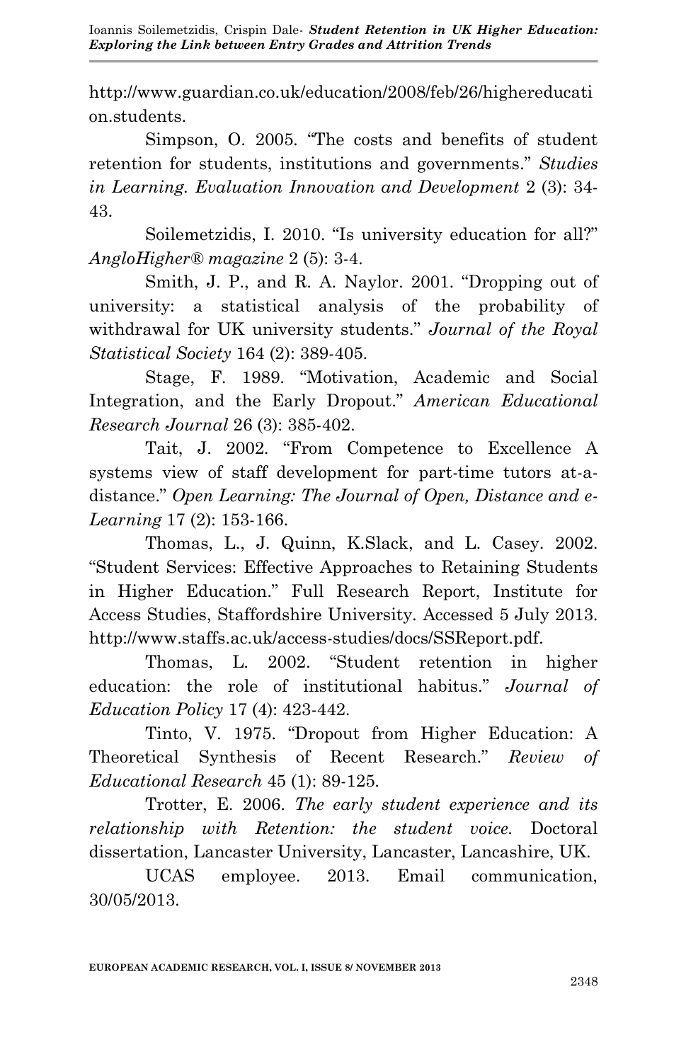http://www.guardian.co.uk/education/2008/feb/26/highereducation.students.

Simpson, O. 2005. "The costs and benefits of student retention for students, institutions and governments." *Studies in Learning. Evaluation Innovation and Development* 2 (3): 34-43.

Soilemetzidis, I. 2010. "Is university education for all?" *AngloHigher® magazine* 2 (5): 3-4.

Smith, J. P., and R. A. Naylor. 2001. "Dropping out of university: a statistical analysis of the probability of withdrawal for UK university students." *Journal of the Royal Statistical Society* 164 (2): 389-405.

Stage, F. 1989. "Motivation, Academic and Social Integration, and the Early Dropout." *American Educational Research Journal* 26 (3): 385-402.

Tait, J. 2002. "From Competence to Excellence A systems view of staff development for part-time tutors at-a-distance." *Open Learning: The Journal of Open, Distance and e-Learning* 17 (2): 153-166.

Thomas, L., J. Quinn, K.Slack, and L. Casey. 2002. "Student Services: Effective Approaches to Retaining Students in Higher Education." Full Research Report, Institute for Access Studies, Staffordshire University. Accessed 5 July 2013. http://www.staffs.ac.uk/access-studies/docs/SSReport.pdf.

Thomas, L. 2002. "Student retention in higher education: the role of institutional habitus." *Journal of Education Policy* 17 (4): 423-442.

Tinto, V. 1975. "Dropout from Higher Education: A Theoretical Synthesis of Recent Research." *Review of Educational Research* 45 (1): 89-125.

Trotter, E. 2006. *The early student experience and its relationship with Retention: the student voice.* Doctoral dissertation, Lancaster University, Lancaster, Lancashire, UK.

UCAS employee. 2013. Email communication, 30/05/2013.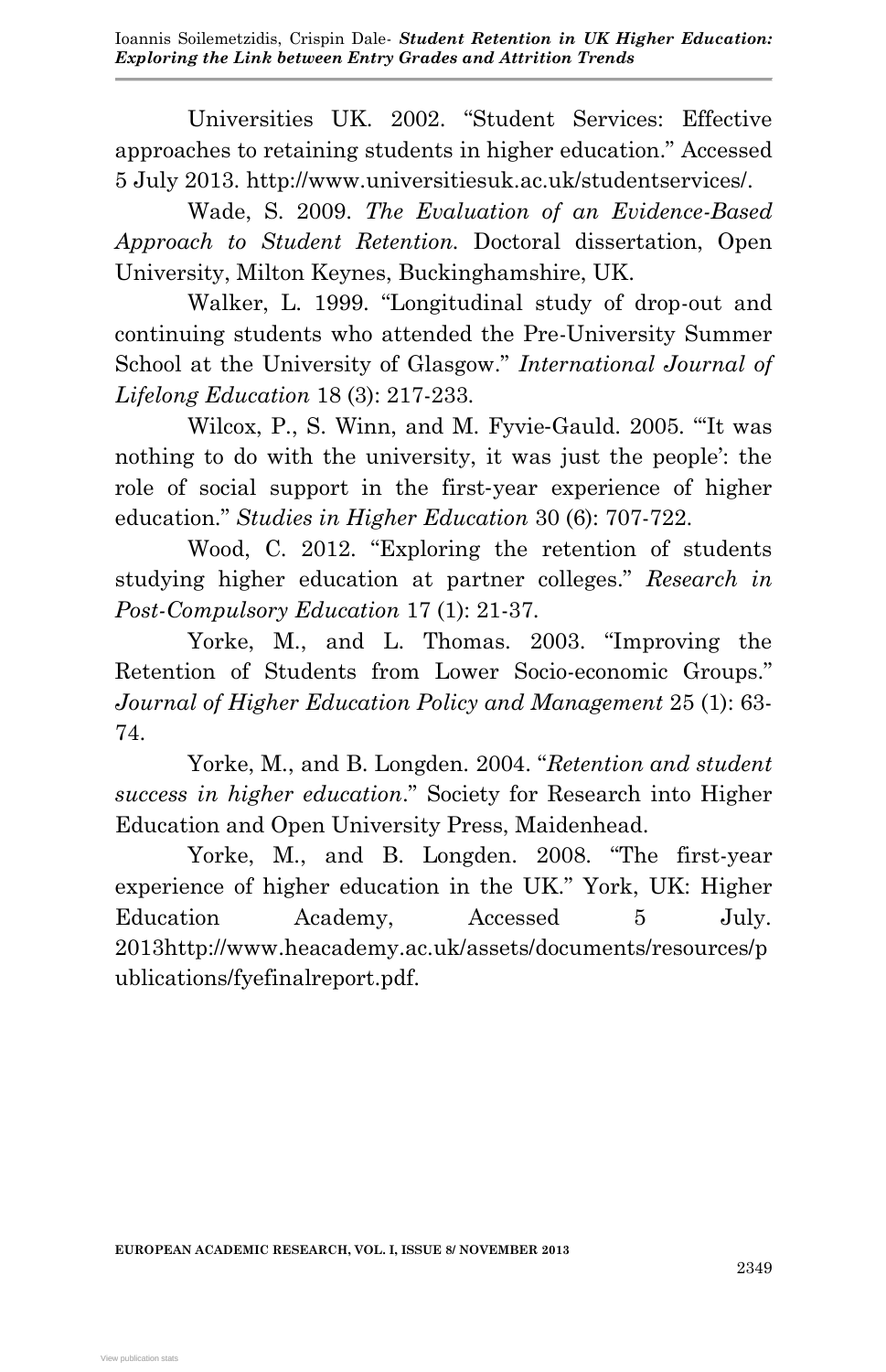Universities UK. 2002. "Student Services: Effective approaches to retaining students in higher education." Accessed 5 July 2013. http://www.universitiesuk.ac.uk/studentservices/.

Wade, S. 2009. *The Evaluation of an Evidence-Based Approach to Student Retention.* Doctoral dissertation, Open University, Milton Keynes, Buckinghamshire, UK.

Walker, L. 1999. "Longitudinal study of drop-out and continuing students who attended the Pre-University Summer School at the University of Glasgow." *International Journal of Lifelong Education* 18 (3): 217-233.

Wilcox, P., S. Winn, and M. Fyvie-Gauld. 2005. "'It was nothing to do with the university, it was just the people': the role of social support in the first-year experience of higher education." *Studies in Higher Education* 30 (6): 707-722.

Wood, C. 2012. "Exploring the retention of students studying higher education at partner colleges." *Research in Post-Compulsory Education* 17 (1): 21-37.

Yorke, M., and L. Thomas. 2003. "Improving the Retention of Students from Lower Socio-economic Groups." *Journal of Higher Education Policy and Management* 25 (1): 63-74.

Yorke, M., and B. Longden. 2004. "*Retention and student success in higher education*." Society for Research into Higher Education and Open University Press, Maidenhead.

Yorke, M., and B. Longden. 2008. "The first-year experience of higher education in the UK." York, UK: Higher Education Academy, Accessed 5 July. 2013http://www.heacademy.ac.uk/assets/documents/resources/publications/fyefinalreport.pdf.